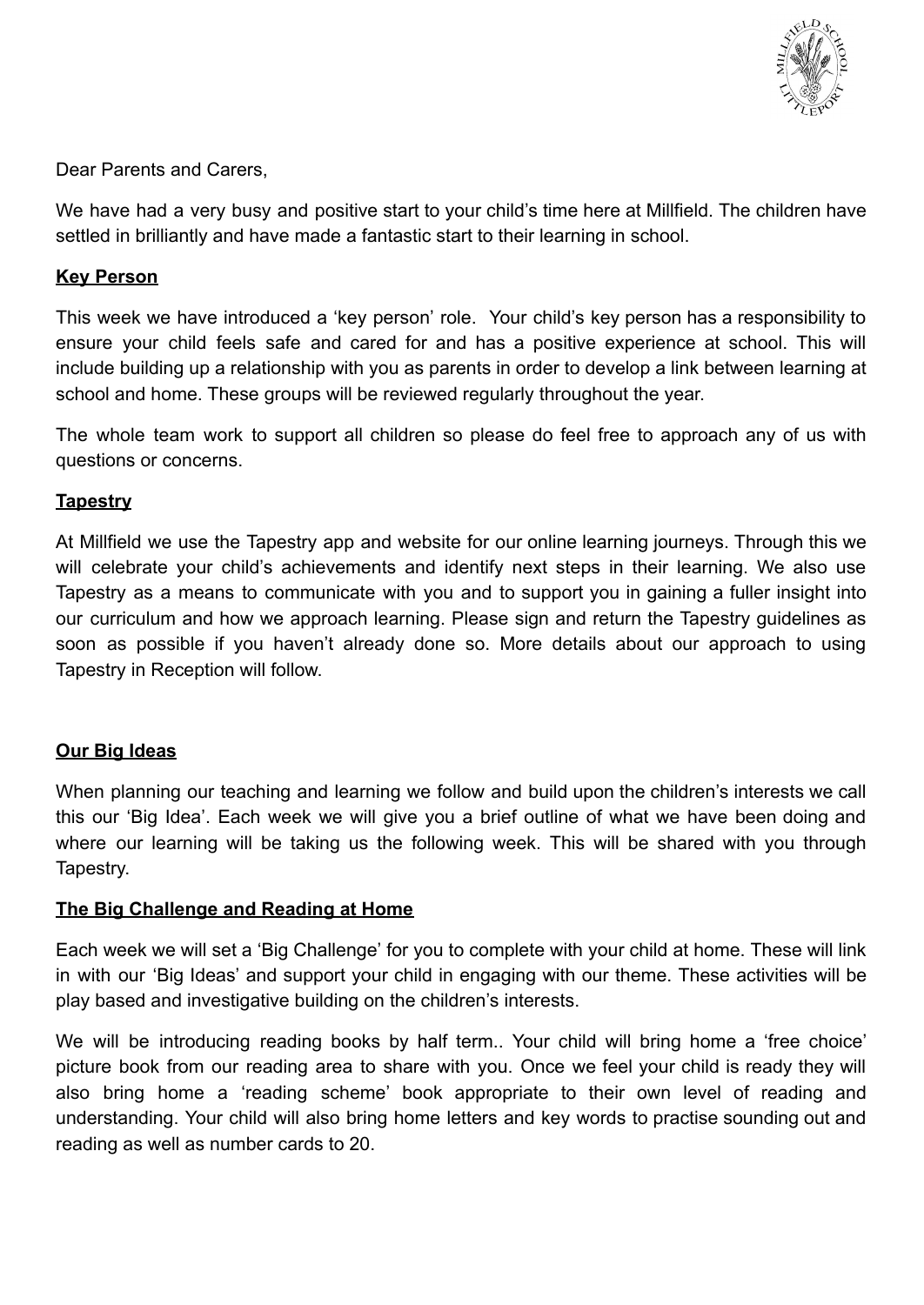Dear Parents and Carers,

We have had a very busy and positive start to your child's time here at Millfield. The children have settled in brilliantly and have made a fantastic start to their learning in school.

**Key Person**

This week we have introduced a 'key person' role. Your child's key person has a responsibility to ensure your child feels safe and cared for and has a positive experience at school. This will include building up a relationship with you as parents in order to develop a link between learning at school and home. These groups will be reviewed regularly throughout the year.

The whole team work to support all children so please do feel free to approach any of us with questions or concerns.

**Tapestry**

At Millfield we use the Tapestry app and website for our online learning journeys. Through this we will celebrate your child's achievements and identify next steps in their learning. We also use Tapestry as a means to communicate with you and to support you in gaining a fuller insight into our curriculum and how we approach learning. Please sign and return the Tapestry guidelines as soon as possible if you haven't already done so. More details about our approach to using Tapestry in Reception will follow.

**Our Big Ideas**

When planning our teaching and learning we follow and build upon the children's interests we call this our 'Big Idea'. Each week we will give you a brief outline of what we have been doing and where our learning will be taking us the following week. This will be shared with you through Tapestry.

**The Big Challenge and Reading at Home**

Each week we will set a 'Big Challenge' for you to complete with your child at home. These will link in with our 'Big Ideas' and support your child in engaging with our theme. These activities will be play based and investigative building on the children's interests.

We will be introducing reading books by half term.. Your child will bring home a 'free choice' picture book from our reading area to share with you. Once we feel your child is ready they will also bring home a 'reading scheme' book appropriate to their own level of reading and understanding. Your child will also bring home letters and key words to practise sounding out and reading as well as number cards to 20.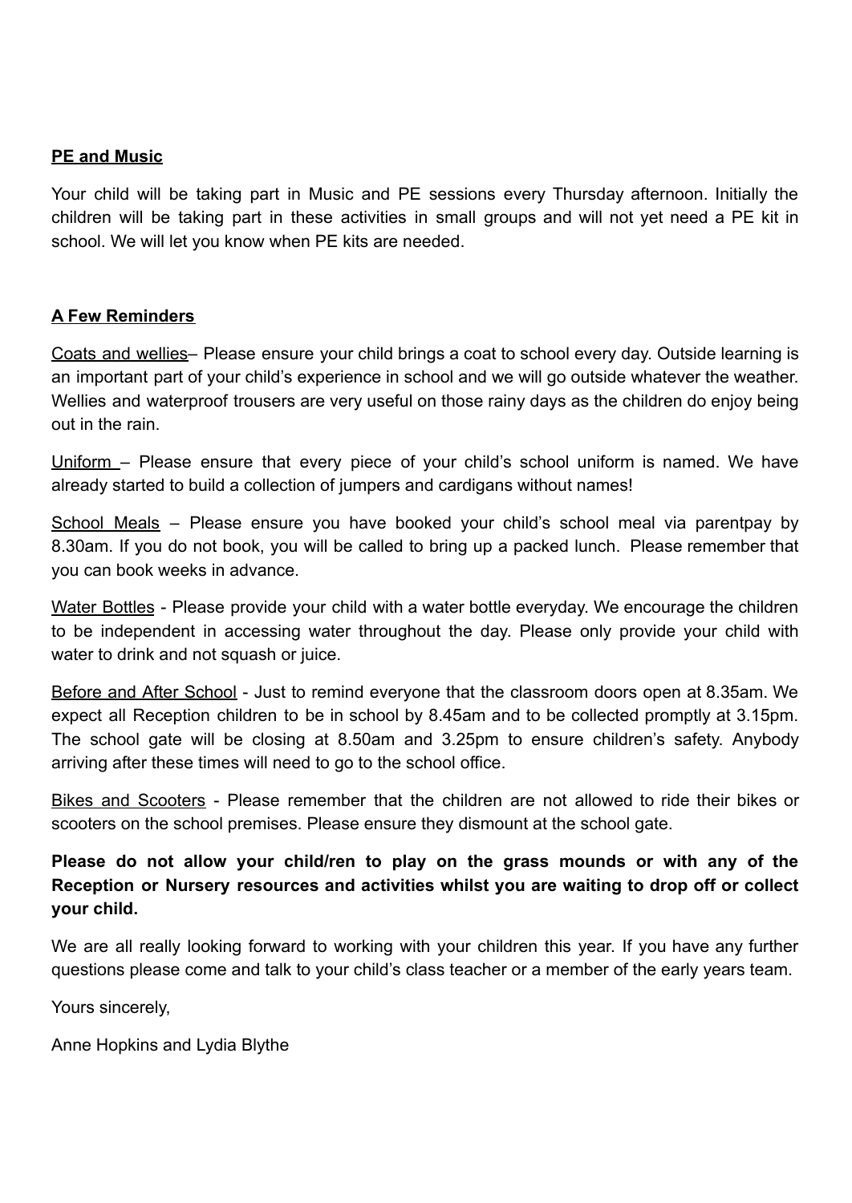## PE and Music

Your child will be taking part in Music and PE sessions every Thursday afternoon. Initially the children will be taking part in these activities in small groups and will not yet need a PE kit in school. We will let you know when PE kits are needed.

## A Few Reminders

Coats and wellies– Please ensure your child brings a coat to school every day. Outside learning is an important part of your child's experience in school and we will go outside whatever the weather. Wellies and waterproof trousers are very useful on those rainy days as the children do enjoy being out in the rain.

Uniform – Please ensure that every piece of your child's school uniform is named. We have already started to build a collection of jumpers and cardigans without names!

School Meals – Please ensure you have booked your child's school meal via parentpay by 8.30am. If you do not book, you will be called to bring up a packed lunch. Please remember that you can book weeks in advance.

Water Bottles - Please provide your child with a water bottle everyday. We encourage the children to be independent in accessing water throughout the day. Please only provide your child with water to drink and not squash or juice.

Before and After School - Just to remind everyone that the classroom doors open at 8.35am. We expect all Reception children to be in school by 8.45am and to be collected promptly at 3.15pm. The school gate will be closing at 8.50am and 3.25pm to ensure children's safety. Anybody arriving after these times will need to go to the school office.

Bikes and Scooters - Please remember that the children are not allowed to ride their bikes or scooters on the school premises. Please ensure they dismount at the school gate.

**Please do not allow your child/ren to play on the grass mounds or with any of the Reception or Nursery resources and activities whilst you are waiting to drop off or collect your child.**

We are all really looking forward to working with your children this year. If you have any further questions please come and talk to your child's class teacher or a member of the early years team.

Yours sincerely,

Anne Hopkins and Lydia Blythe